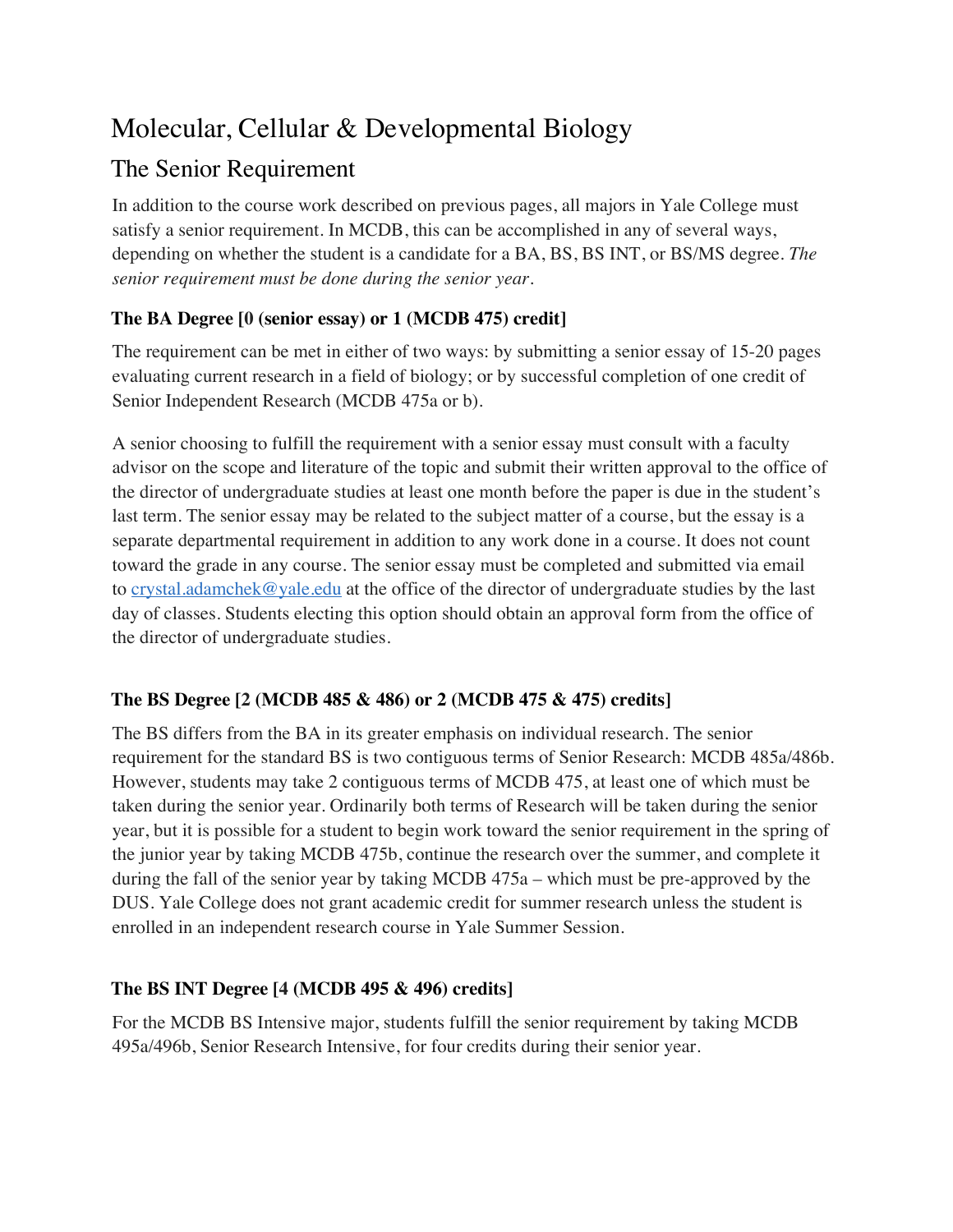# Molecular, Cellular & Developmental Biology

## The Senior Requirement

In addition to the course work described on previous pages, all majors in Yale College must satisfy a senior requirement. In MCDB, this can be accomplished in any of several ways, depending on whether the student is a candidate for a BA, BS, BS INT, or BS/MS degree. *The senior requirement must be done during the senior year*.

### The BA Degree [0 (senior essay) or 1 (MCDB 475) credit]

The requirement can be met in either of two ways: by submitting a senior essay of 15-20 pages evaluating current research in a field of biology; or by successful completion of one credit of Senior Independent Research (MCDB 475a or b).

A senior choosing to fulfill the requirement with a senior essay must consult with a faculty advisor on the scope and literature of the topic and submit their written approval to the office of the director of undergraduate studies at least one month before the paper is due in the student's last term. The senior essay may be related to the subject matter of a course, but the essay is a separate departmental requirement in addition to any work done in a course. It does not count toward the grade in any course. The senior essay must be completed and submitted via email to crystal.adamchek@yale.edu at the office of the director of undergraduate studies by the last day of classes. Students electing this option should obtain an approval form from the office of the director of undergraduate studies.

### The BS Degree [2 (MCDB 485 & 486) or 2 (MCDB 475 & 475) credits]

The BS differs from the BA in its greater emphasis on individual research. The senior requirement for the standard BS is two contiguous terms of Senior Research: MCDB 485a/486b. However, students may take 2 contiguous terms of MCDB 475, at least one of which must be taken during the senior year. Ordinarily both terms of Research will be taken during the senior year, but it is possible for a student to begin work toward the senior requirement in the spring of the junior year by taking MCDB 475b, continue the research over the summer, and complete it during the fall of the senior year by taking MCDB 475a – which must be pre-approved by the DUS. Yale College does not grant academic credit for summer research unless the student is enrolled in an independent research course in Yale Summer Session.

### The BS INT Degree [4 (MCDB 495 & 496) credits]

For the MCDB BS Intensive major, students fulfill the senior requirement by taking MCDB 495a/496b, Senior Research Intensive, for four credits during their senior year.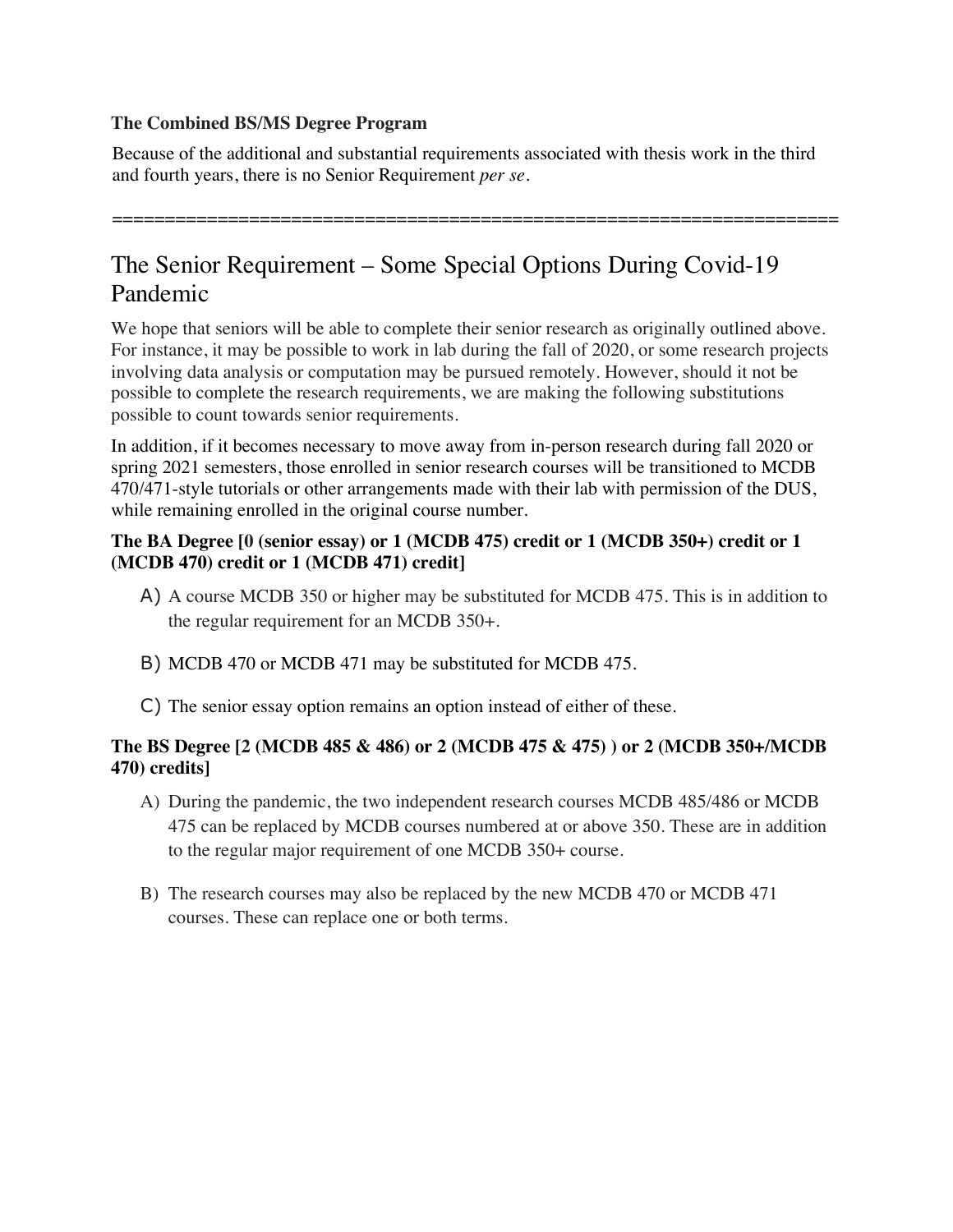**The Combined BS/MS Degree Program**

Because of the additional and substantial requirements associated with thesis work in the third and fourth years, there is no Senior Requirement *per se*.

=====================================================================

## The Senior Requirement – Some Special Options During Covid-19 Pandemic

We hope that seniors will be able to complete their senior research as originally outlined above. For instance, it may be possible to work in lab during the fall of 2020, or some research projects involving data analysis or computation may be pursued remotely. However, should it not be possible to complete the research requirements, we are making the following substitutions possible to count towards senior requirements.

In addition, if it becomes necessary to move away from in-person research during fall 2020 or spring 2021 semesters, those enrolled in senior research courses will be transitioned to MCDB 470/471-style tutorials or other arrangements made with their lab with permission of the DUS, while remaining enrolled in the original course number.

**The BA Degree [0 (senior essay) or 1 (MCDB 475) credit or 1 (MCDB 350+) credit or 1 (MCDB 470) credit or 1 (MCDB 471) credit]**

A) A course MCDB 350 or higher may be substituted for MCDB 475. This is in addition to the regular requirement for an MCDB 350+.

B) MCDB 470 or MCDB 471 may be substituted for MCDB 475.

C) The senior essay option remains an option instead of either of these.

**The BS Degree [2 (MCDB 485 & 486) or 2 (MCDB 475 & 475) ) or 2 (MCDB 350+/MCDB 470) credits]**

A) During the pandemic, the two independent research courses MCDB 485/486 or MCDB 475 can be replaced by MCDB courses numbered at or above 350. These are in addition to the regular major requirement of one MCDB 350+ course.

B) The research courses may also be replaced by the new MCDB 470 or MCDB 471 courses. These can replace one or both terms.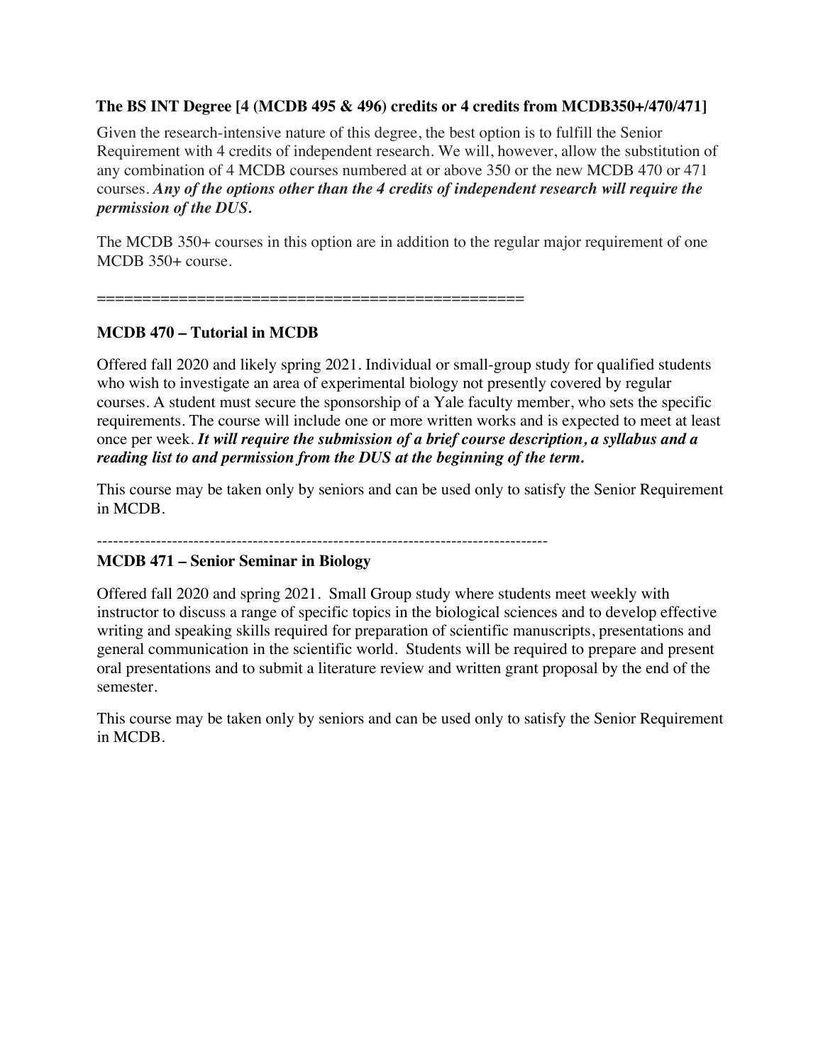**The BS INT Degree [4 (MCDB 495 & 496) credits or 4 credits from MCDB350+/470/471]**

Given the research-intensive nature of this degree, the best option is to fulfill the Senior Requirement with 4 credits of independent research. We will, however, allow the substitution of any combination of 4 MCDB courses numbered at or above 350 or the new MCDB 470 or 471 courses. ***Any of the options other than the 4 credits of independent research will require the permission of the DUS.***

The MCDB 350+ courses in this option are in addition to the regular major requirement of one MCDB 350+ course.

==============================================

**MCDB 470 – Tutorial in MCDB**

Offered fall 2020 and likely spring 2021. Individual or small-group study for qualified students who wish to investigate an area of experimental biology not presently covered by regular courses. A student must secure the sponsorship of a Yale faculty member, who sets the specific requirements. The course will include one or more written works and is expected to meet at least once per week. ***It will require the submission of a brief course description, a syllabus and a reading list to and permission from the DUS at the beginning of the term.***

This course may be taken only by seniors and can be used only to satisfy the Senior Requirement in MCDB.

---

**MCDB 471 – Senior Seminar in Biology**

Offered fall 2020 and spring 2021. Small Group study where students meet weekly with instructor to discuss a range of specific topics in the biological sciences and to develop effective writing and speaking skills required for preparation of scientific manuscripts, presentations and general communication in the scientific world. Students will be required to prepare and present oral presentations and to submit a literature review and written grant proposal by the end of the semester.

This course may be taken only by seniors and can be used only to satisfy the Senior Requirement in MCDB.